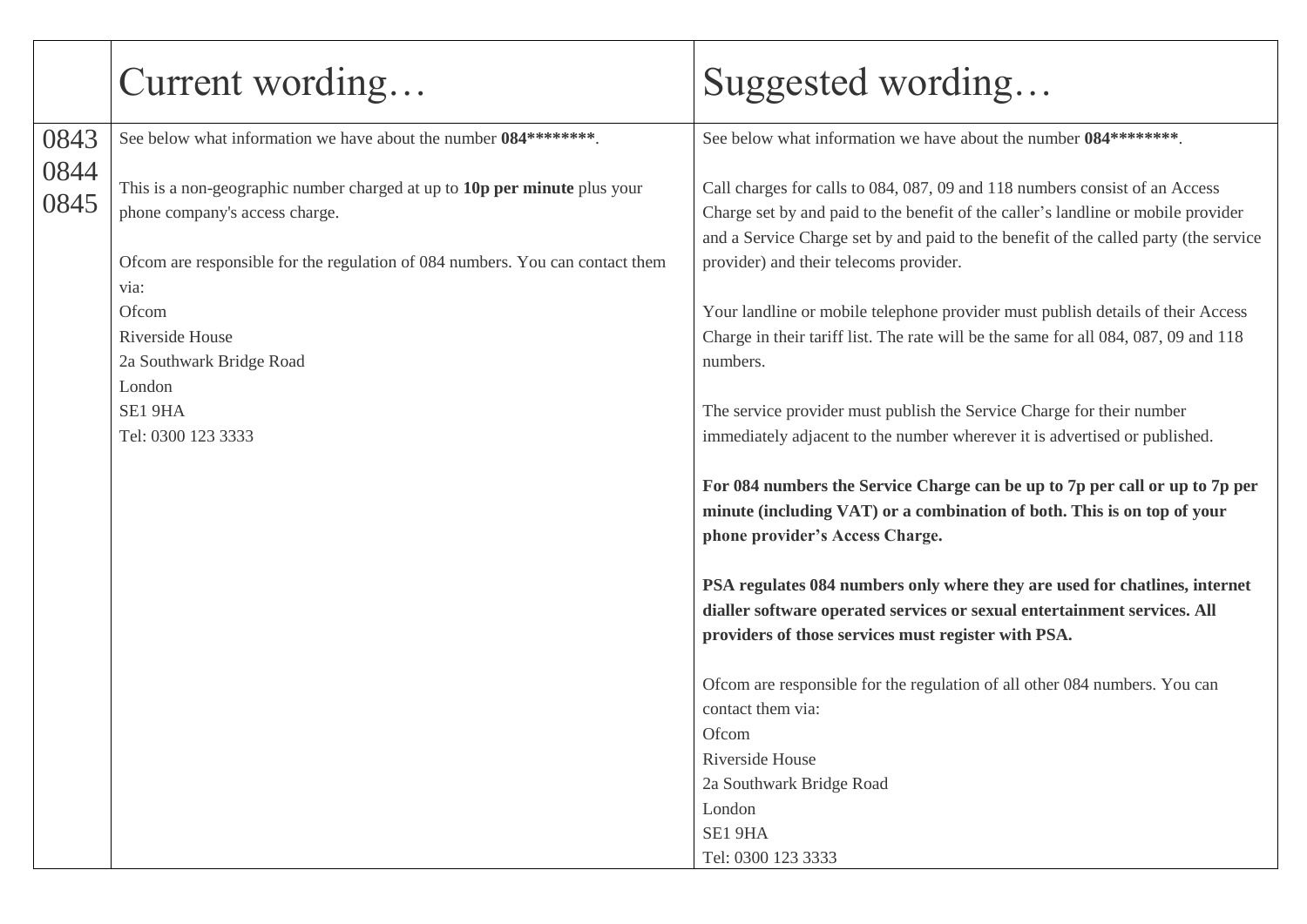| | Current wording… | Suggested wording… |
|---|---|---|
| 0843<br>0844<br>0845 | See below what information we have about the number **084\*\*\*\*\*\*\*\***.<br><br>This is a non-geographic number charged at up to **10p per minute** plus your phone company's access charge.<br><br>Ofcom are responsible for the regulation of 084 numbers. You can contact them via:<br>Ofcom<br>Riverside House<br>2a Southwark Bridge Road<br>London<br>SE1 9HA<br>Tel: 0300 123 3333 | See below what information we have about the number **084\*\*\*\*\*\*\*\***.<br><br>Call charges for calls to 084, 087, 09 and 118 numbers consist of an Access Charge set by and paid to the benefit of the caller's landline or mobile provider and a Service Charge set by and paid to the benefit of the called party (the service provider) and their telecoms provider.<br><br>Your landline or mobile telephone provider must publish details of their Access Charge in their tariff list. The rate will be the same for all 084, 087, 09 and 118 numbers.<br><br>The service provider must publish the Service Charge for their number immediately adjacent to the number wherever it is advertised or published.<br><br>**For 084 numbers the Service Charge can be up to 7p per call or up to 7p per minute (including VAT) or a combination of both. This is on top of your phone provider's Access Charge.**<br><br>**PSA regulates 084 numbers only where they are used for chatlines, internet dialler software operated services or sexual entertainment services. All providers of those services must register with PSA.**<br><br>Ofcom are responsible for the regulation of all other 084 numbers. You can contact them via:<br>Ofcom<br>Riverside House<br>2a Southwark Bridge Road<br>London<br>SE1 9HA<br>Tel: 0300 123 3333 |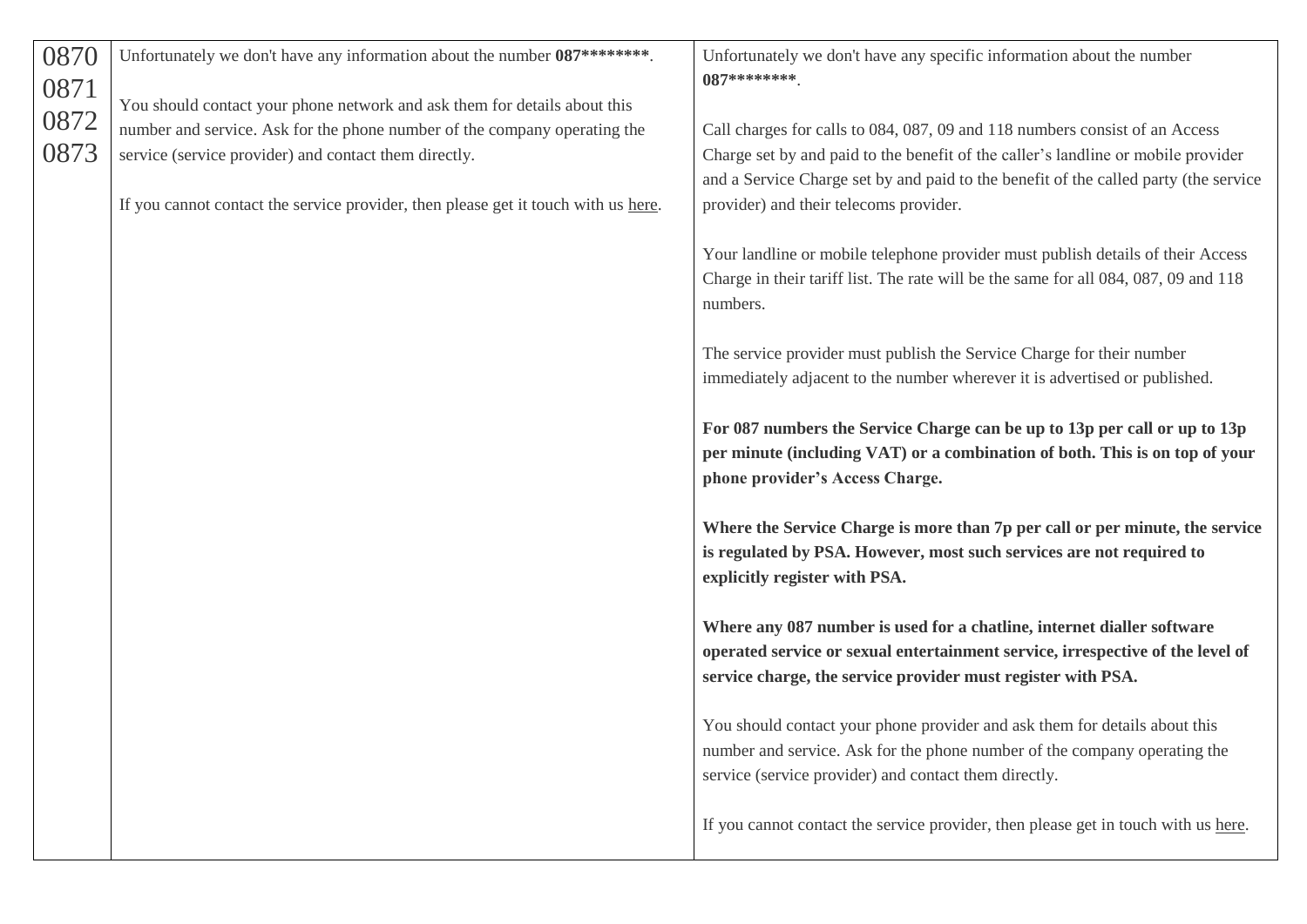| 0870<br>0871<br>0872<br>0873 | Unfortunately we don't have any information about the number **087********\***.<br><br>You should contact your phone network and ask them for details about this number and service. Ask for the phone number of the company operating the service (service provider) and contact them directly.<br><br>If you cannot contact the service provider, then please get it touch with us here. | Unfortunately we don't have any specific information about the number **087********\***.<br><br>Call charges for calls to 084, 087, 09 and 118 numbers consist of an Access Charge set by and paid to the benefit of the caller's landline or mobile provider and a Service Charge set by and paid to the benefit of the called party (the service provider) and their telecoms provider.<br><br>Your landline or mobile telephone provider must publish details of their Access Charge in their tariff list. The rate will be the same for all 084, 087, 09 and 118 numbers.<br><br>The service provider must publish the Service Charge for their number immediately adjacent to the number wherever it is advertised or published.<br><br>**For 087 numbers the Service Charge can be up to 13p per call or up to 13p per minute (including VAT) or a combination of both. This is on top of your phone provider's Access Charge.**<br><br>**Where the Service Charge is more than 7p per call or per minute, the service is regulated by PSA. However, most such services are not required to explicitly register with PSA.**<br><br>**Where any 087 number is used for a chatline, internet dialler software operated service or sexual entertainment service, irrespective of the level of service charge, the service provider must register with PSA.**<br><br>You should contact your phone provider and ask them for details about this number and service. Ask for the phone number of the company operating the service (service provider) and contact them directly.<br><br>If you cannot contact the service provider, then please get in touch with us here. |
|---|---|---|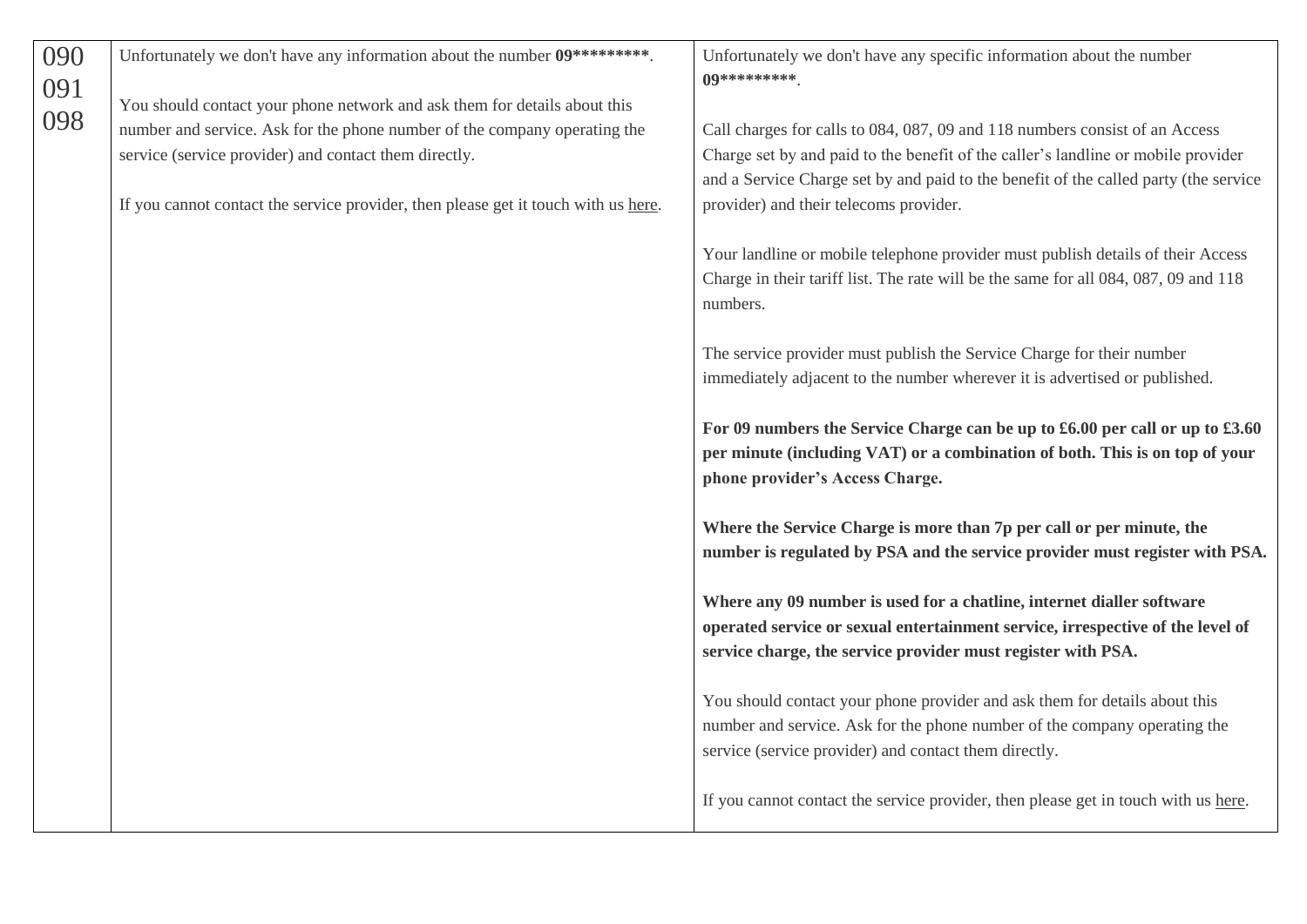| 090<br>091<br>098 | Unfortunately we don't have any information about the number **09*********.**<br><br>You should contact your phone network and ask them for details about this number and service. Ask for the phone number of the company operating the service (service provider) and contact them directly.<br><br>If you cannot contact the service provider, then please get it touch with us here. | Unfortunately we don't have any specific information about the number **09*********.**<br><br>Call charges for calls to 084, 087, 09 and 118 numbers consist of an Access Charge set by and paid to the benefit of the caller's landline or mobile provider and a Service Charge set by and paid to the benefit of the called party (the service provider) and their telecoms provider.<br><br>Your landline or mobile telephone provider must publish details of their Access Charge in their tariff list. The rate will be the same for all 084, 087, 09 and 118 numbers.<br><br>The service provider must publish the Service Charge for their number immediately adjacent to the number wherever it is advertised or published.<br><br>**For 09 numbers the Service Charge can be up to £6.00 per call or up to £3.60 per minute (including VAT) or a combination of both. This is on top of your phone provider's Access Charge.**<br><br>**Where the Service Charge is more than 7p per call or per minute, the number is regulated by PSA and the service provider must register with PSA.**<br><br>**Where any 09 number is used for a chatline, internet dialler software operated service or sexual entertainment service, irrespective of the level of service charge, the service provider must register with PSA.**<br><br>You should contact your phone provider and ask them for details about this number and service. Ask for the phone number of the company operating the service (service provider) and contact them directly.<br><br>If you cannot contact the service provider, then please get in touch with us here. |
|---|---|---|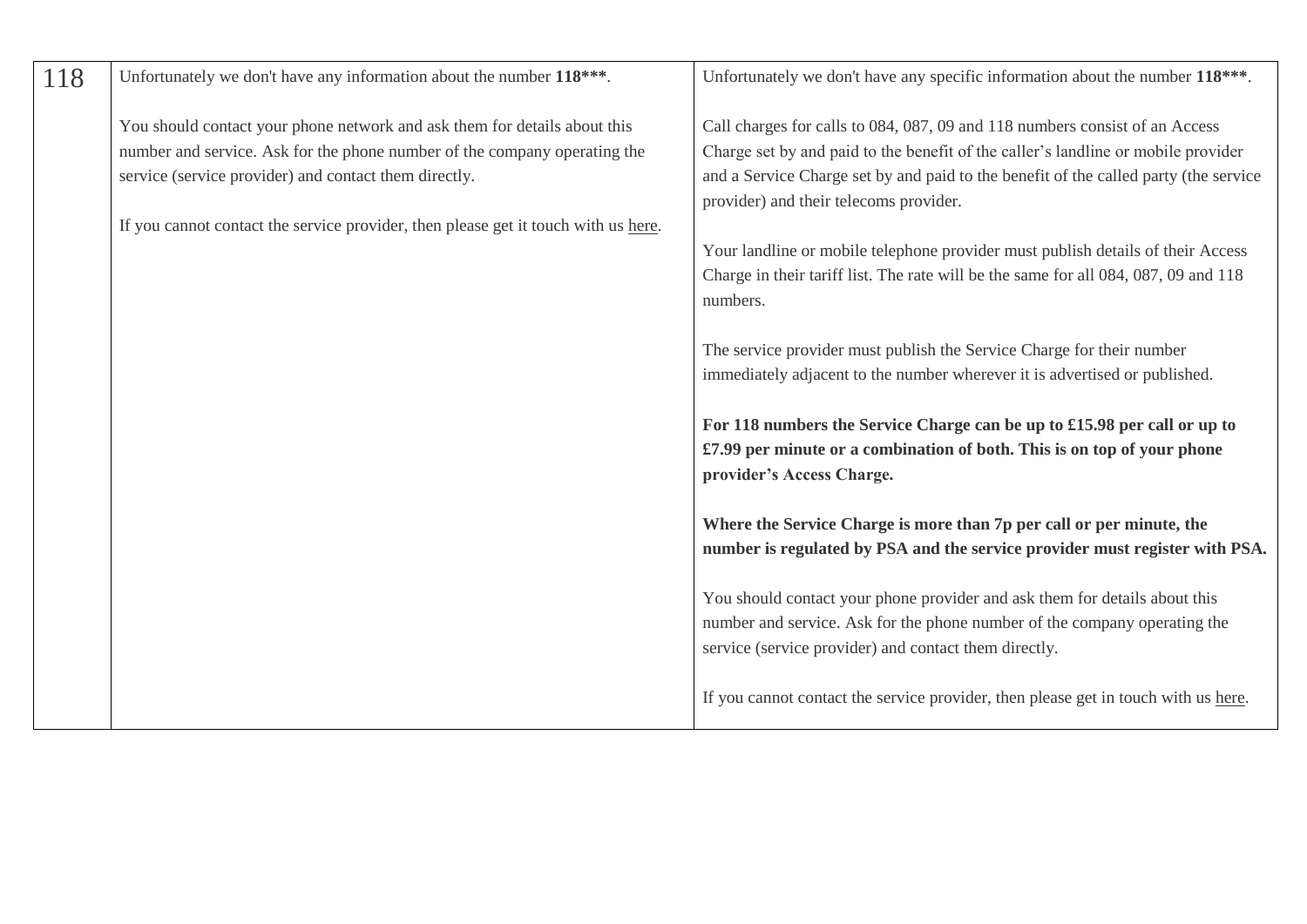| | | |
|---|---|---|
| 118 | Unfortunately we don't have any information about the number **118*****.<br><br>You should contact your phone network and ask them for details about this number and service. Ask for the phone number of the company operating the service (service provider) and contact them directly.<br><br>If you cannot contact the service provider, then please get it touch with us here. | Unfortunately we don't have any specific information about the number **118*****.<br><br>Call charges for calls to 084, 087, 09 and 118 numbers consist of an Access Charge set by and paid to the benefit of the caller's landline or mobile provider and a Service Charge set by and paid to the benefit of the called party (the service provider) and their telecoms provider.<br><br>Your landline or mobile telephone provider must publish details of their Access Charge in their tariff list. The rate will be the same for all 084, 087, 09 and 118 numbers.<br><br>The service provider must publish the Service Charge for their number immediately adjacent to the number wherever it is advertised or published.<br><br>**For 118 numbers the Service Charge can be up to £15.98 per call or up to £7.99 per minute or a combination of both. This is on top of your phone provider's Access Charge.**<br><br>**Where the Service Charge is more than 7p per call or per minute, the number is regulated by PSA and the service provider must register with PSA.**<br><br>You should contact your phone provider and ask them for details about this number and service. Ask for the phone number of the company operating the service (service provider) and contact them directly.<br><br>If you cannot contact the service provider, then please get in touch with us here. |